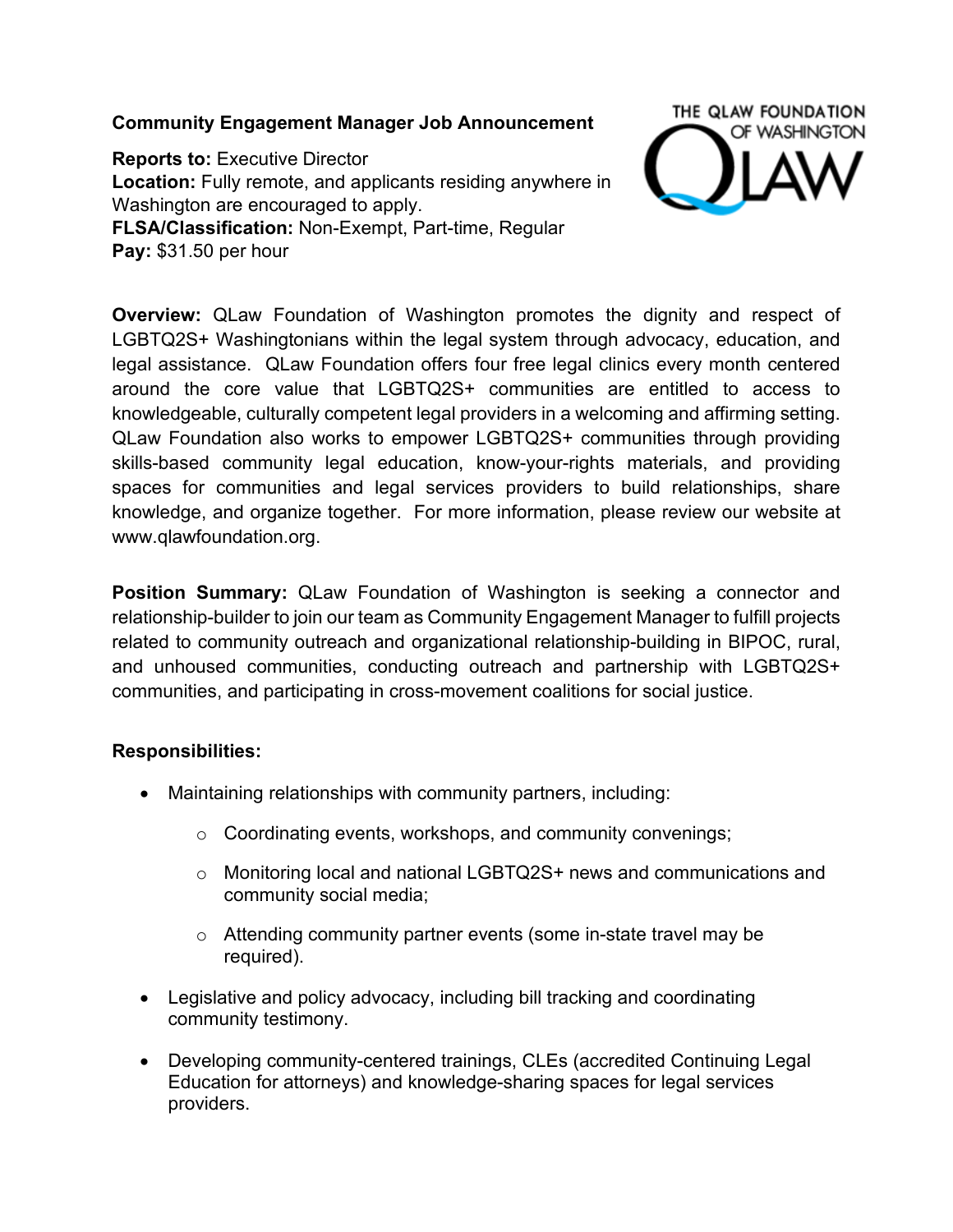**Community Engagement Manager Job Announcement**

**Reports to:** Executive Director
**Location:** Fully remote, and applicants residing anywhere in Washington are encouraged to apply.
**FLSA/Classification:** Non-Exempt, Part-time, Regular
**Pay:** $31.50 per hour

**Overview:** QLaw Foundation of Washington promotes the dignity and respect of LGBTQ2S+ Washingtonians within the legal system through advocacy, education, and legal assistance. QLaw Foundation offers four free legal clinics every month centered around the core value that LGBTQ2S+ communities are entitled to access to knowledgeable, culturally competent legal providers in a welcoming and affirming setting. QLaw Foundation also works to empower LGBTQ2S+ communities through providing skills-based community legal education, know-your-rights materials, and providing spaces for communities and legal services providers to build relationships, share knowledge, and organize together. For more information, please review our website at www.qlawfoundation.org.

**Position Summary:** QLaw Foundation of Washington is seeking a connector and relationship-builder to join our team as Community Engagement Manager to fulfill projects related to community outreach and organizational relationship-building in BIPOC, rural, and unhoused communities, conducting outreach and partnership with LGBTQ2S+ communities, and participating in cross-movement coalitions for social justice.

**Responsibilities:**

- Maintaining relationships with community partners, including:
  - Coordinating events, workshops, and community convenings;
  - Monitoring local and national LGBTQ2S+ news and communications and community social media;
  - Attending community partner events (some in-state travel may be required).
- Legislative and policy advocacy, including bill tracking and coordinating community testimony.
- Developing community-centered trainings, CLEs (accredited Continuing Legal Education for attorneys) and knowledge-sharing spaces for legal services providers.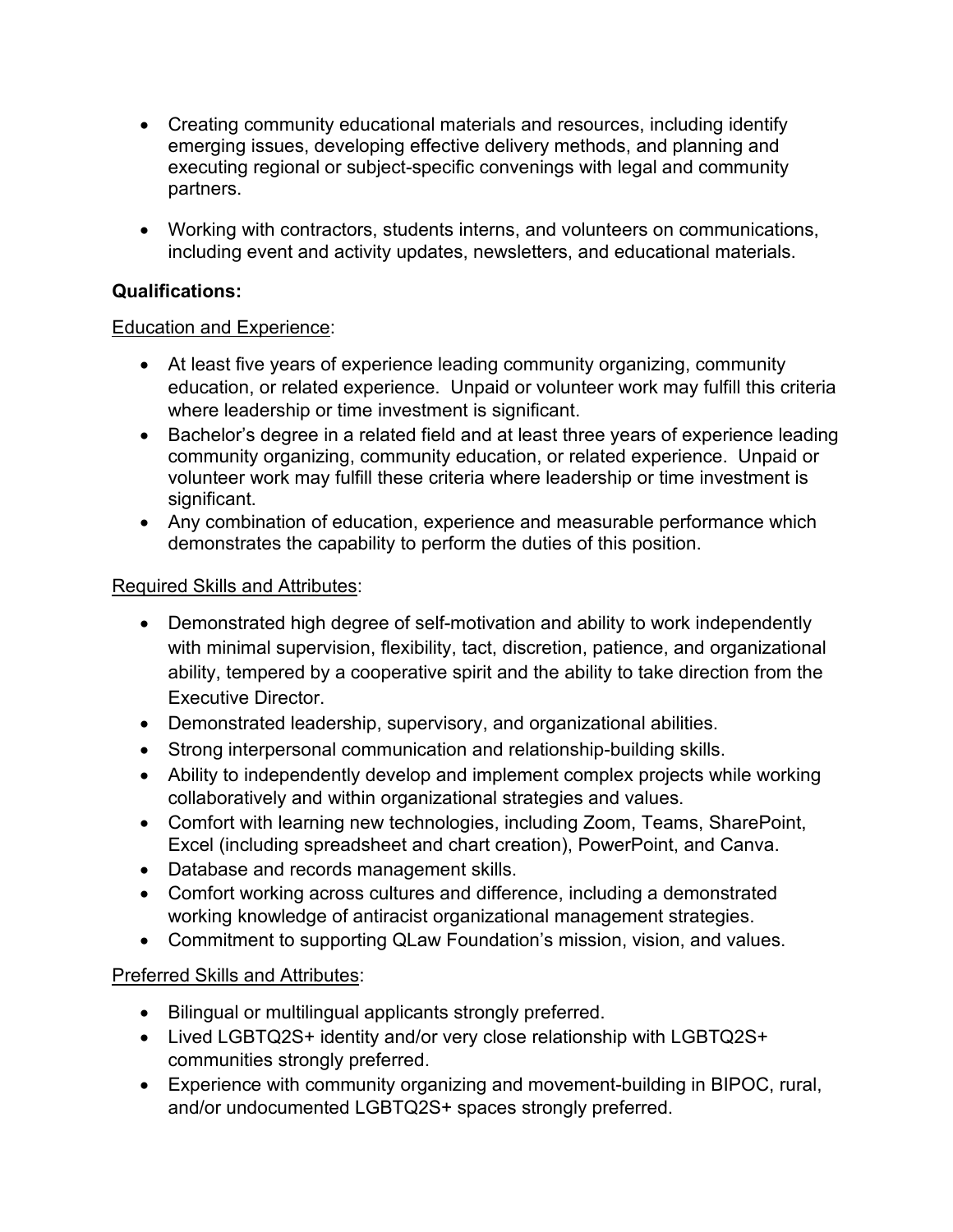- Creating community educational materials and resources, including identify emerging issues, developing effective delivery methods, and planning and executing regional or subject-specific convenings with legal and community partners.

- Working with contractors, students interns, and volunteers on communications, including event and activity updates, newsletters, and educational materials.

**Qualifications:**

Education and Experience:

- At least five years of experience leading community organizing, community education, or related experience. Unpaid or volunteer work may fulfill this criteria where leadership or time investment is significant.
- Bachelor's degree in a related field and at least three years of experience leading community organizing, community education, or related experience. Unpaid or volunteer work may fulfill these criteria where leadership or time investment is significant.
- Any combination of education, experience and measurable performance which demonstrates the capability to perform the duties of this position.

Required Skills and Attributes:

- Demonstrated high degree of self-motivation and ability to work independently with minimal supervision, flexibility, tact, discretion, patience, and organizational ability, tempered by a cooperative spirit and the ability to take direction from the Executive Director.
- Demonstrated leadership, supervisory, and organizational abilities.
- Strong interpersonal communication and relationship-building skills.
- Ability to independently develop and implement complex projects while working collaboratively and within organizational strategies and values.
- Comfort with learning new technologies, including Zoom, Teams, SharePoint, Excel (including spreadsheet and chart creation), PowerPoint, and Canva.
- Database and records management skills.
- Comfort working across cultures and difference, including a demonstrated working knowledge of antiracist organizational management strategies.
- Commitment to supporting QLaw Foundation's mission, vision, and values.

Preferred Skills and Attributes:

- Bilingual or multilingual applicants strongly preferred.
- Lived LGBTQ2S+ identity and/or very close relationship with LGBTQ2S+ communities strongly preferred.
- Experience with community organizing and movement-building in BIPOC, rural, and/or undocumented LGBTQ2S+ spaces strongly preferred.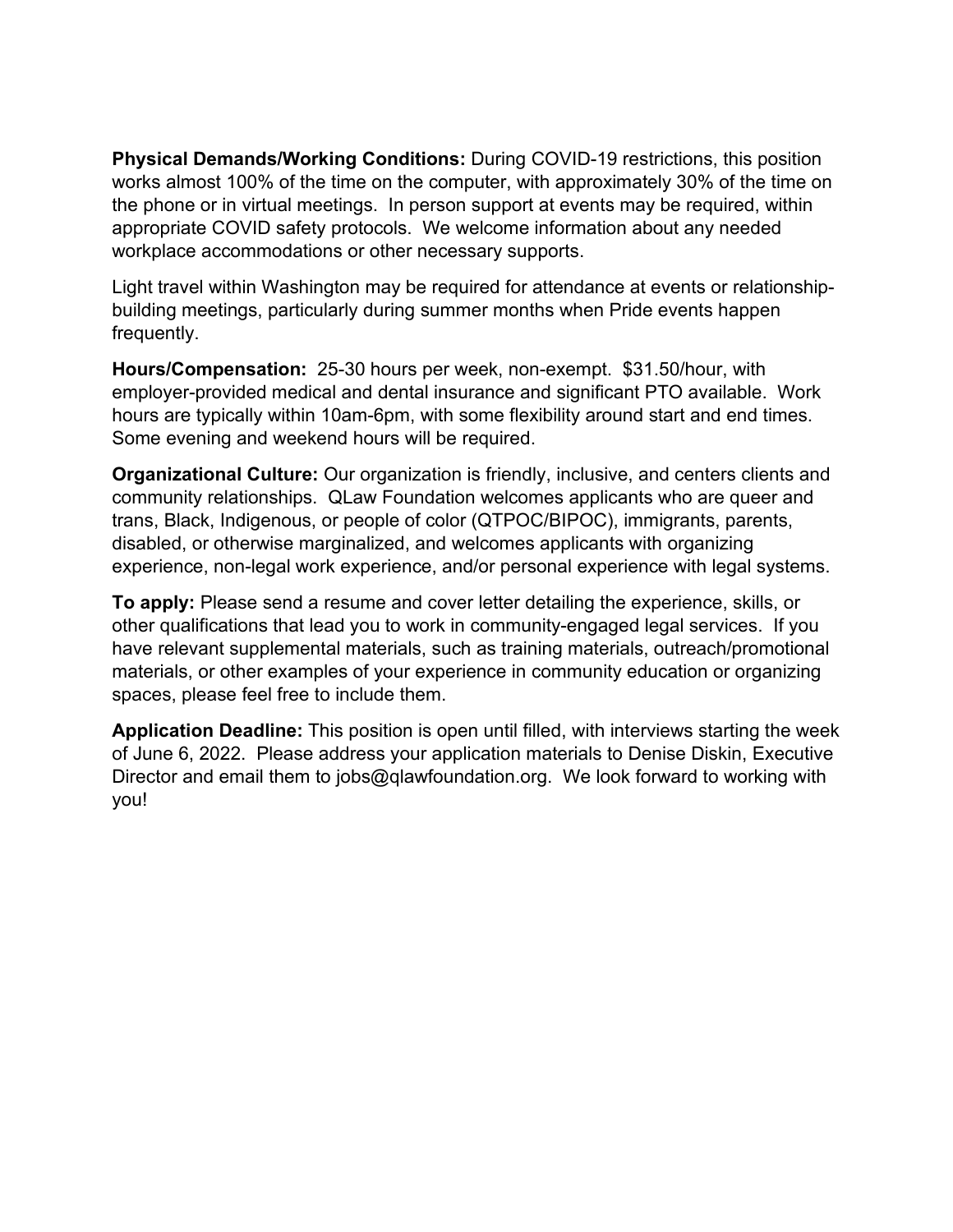**Physical Demands/Working Conditions:** During COVID-19 restrictions, this position works almost 100% of the time on the computer, with approximately 30% of the time on the phone or in virtual meetings. In person support at events may be required, within appropriate COVID safety protocols. We welcome information about any needed workplace accommodations or other necessary supports.

Light travel within Washington may be required for attendance at events or relationship-building meetings, particularly during summer months when Pride events happen frequently.

**Hours/Compensation:** 25-30 hours per week, non-exempt. $31.50/hour, with employer-provided medical and dental insurance and significant PTO available. Work hours are typically within 10am-6pm, with some flexibility around start and end times. Some evening and weekend hours will be required.

**Organizational Culture:** Our organization is friendly, inclusive, and centers clients and community relationships. QLaw Foundation welcomes applicants who are queer and trans, Black, Indigenous, or people of color (QTPOC/BIPOC), immigrants, parents, disabled, or otherwise marginalized, and welcomes applicants with organizing experience, non-legal work experience, and/or personal experience with legal systems.

**To apply:** Please send a resume and cover letter detailing the experience, skills, or other qualifications that lead you to work in community-engaged legal services. If you have relevant supplemental materials, such as training materials, outreach/promotional materials, or other examples of your experience in community education or organizing spaces, please feel free to include them.

**Application Deadline:** This position is open until filled, with interviews starting the week of June 6, 2022. Please address your application materials to Denise Diskin, Executive Director and email them to jobs@qlawfoundation.org. We look forward to working with you!